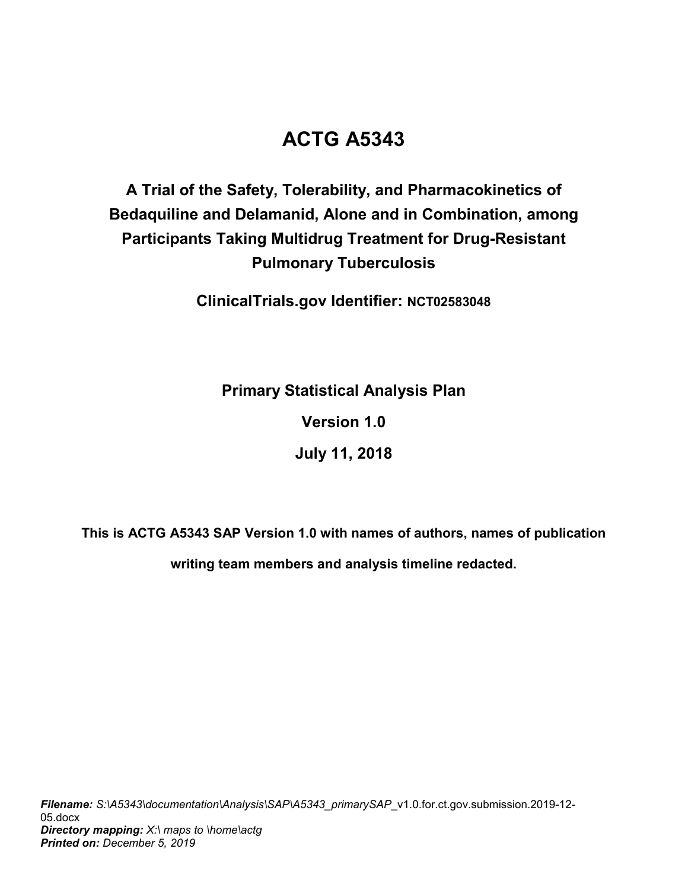# ACTG A5343

## A Trial of the Safety, Tolerability, and Pharmacokinetics of Bedaquiline and Delamanid, Alone and in Combination, among Participants Taking Multidrug Treatment for Drug-Resistant Pulmonary Tuberculosis

**ClinicalTrials.gov Identifier: NCT02583048**

**Primary Statistical Analysis Plan**

**Version 1.0**

**July 11, 2018**

**This is ACTG A5343 SAP Version 1.0 with names of authors, names of publication writing team members and analysis timeline redacted.**

***Filename:*** *S:\A5343\documentation\Analysis\SAP\A5343_primarySAP*_v1.0.for.ct.gov.submission.2019-12-05.docx
***Directory mapping:*** *X:\ maps to \home\actg*
***Printed on:*** *December 5, 2019*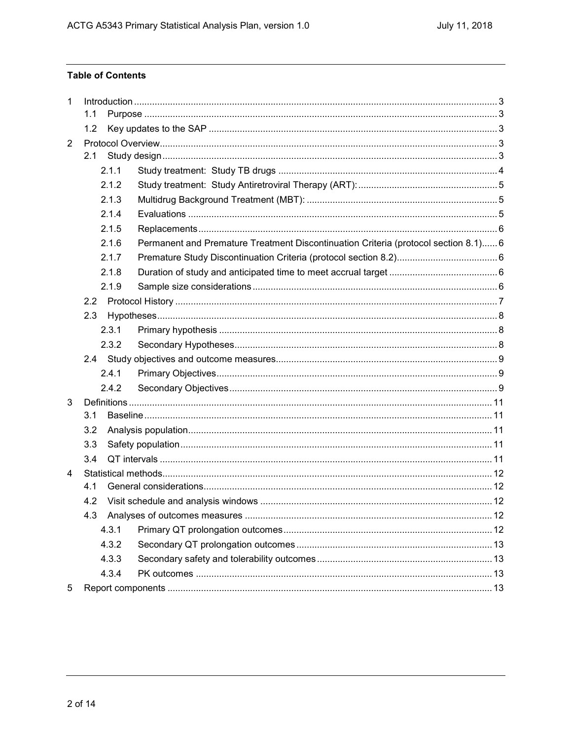**Table of Contents**

1 Introduction ........................................ 3
  1.1 Purpose ........................................ 3
  1.2 Key updates to the SAP ........................................ 3
2 Protocol Overview ........................................ 3
  2.1 Study design ........................................ 3
    2.1.1 Study treatment: Study TB drugs ........................................ 4
    2.1.2 Study treatment: Study Antiretroviral Therapy (ART): ........................................ 5
    2.1.3 Multidrug Background Treatment (MBT): ........................................ 5
    2.1.4 Evaluations ........................................ 5
    2.1.5 Replacements ........................................ 6
    2.1.6 Permanent and Premature Treatment Discontinuation Criteria (protocol section 8.1) ........................................ 6
    2.1.7 Premature Study Discontinuation Criteria (protocol section 8.2) ........................................ 6
    2.1.8 Duration of study and anticipated time to meet accrual target ........................................ 6
    2.1.9 Sample size considerations ........................................ 6
  2.2 Protocol History ........................................ 7
  2.3 Hypotheses ........................................ 8
    2.3.1 Primary hypothesis ........................................ 8
    2.3.2 Secondary Hypotheses ........................................ 8
  2.4 Study objectives and outcome measures ........................................ 9
    2.4.1 Primary Objectives ........................................ 9
    2.4.2 Secondary Objectives ........................................ 9
3 Definitions ........................................ 11
  3.1 Baseline ........................................ 11
  3.2 Analysis population ........................................ 11
  3.3 Safety population ........................................ 11
  3.4 QT intervals ........................................ 11
4 Statistical methods ........................................ 12
  4.1 General considerations ........................................ 12
  4.2 Visit schedule and analysis windows ........................................ 12
  4.3 Analyses of outcomes measures ........................................ 12
    4.3.1 Primary QT prolongation outcomes ........................................ 12
    4.3.2 Secondary QT prolongation outcomes ........................................ 13
    4.3.3 Secondary safety and tolerability outcomes ........................................ 13
    4.3.4 PK outcomes ........................................ 13
5 Report components ........................................ 13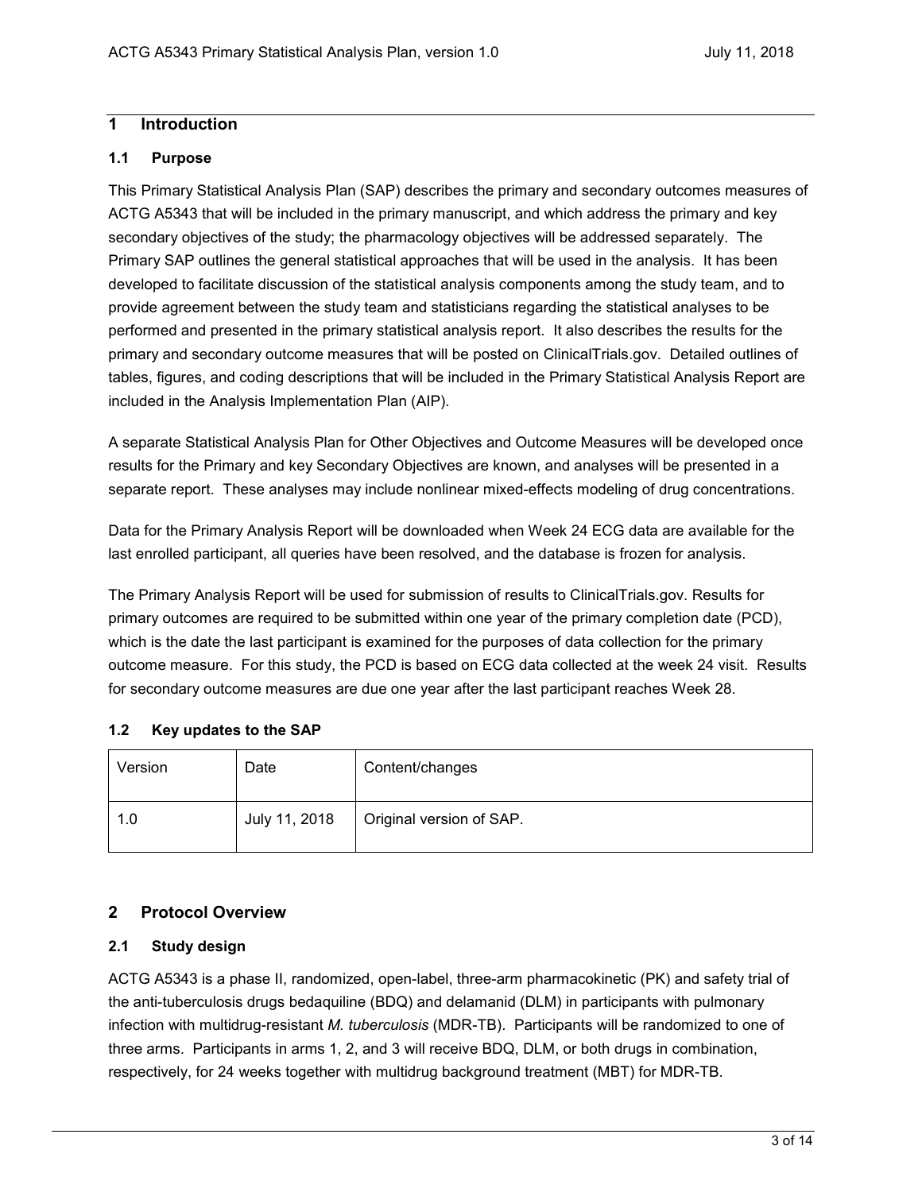# 1 Introduction

## 1.1 Purpose

This Primary Statistical Analysis Plan (SAP) describes the primary and secondary outcomes measures of ACTG A5343 that will be included in the primary manuscript, and which address the primary and key secondary objectives of the study; the pharmacology objectives will be addressed separately. The Primary SAP outlines the general statistical approaches that will be used in the analysis. It has been developed to facilitate discussion of the statistical analysis components among the study team, and to provide agreement between the study team and statisticians regarding the statistical analyses to be performed and presented in the primary statistical analysis report. It also describes the results for the primary and secondary outcome measures that will be posted on ClinicalTrials.gov. Detailed outlines of tables, figures, and coding descriptions that will be included in the Primary Statistical Analysis Report are included in the Analysis Implementation Plan (AIP).

A separate Statistical Analysis Plan for Other Objectives and Outcome Measures will be developed once results for the Primary and key Secondary Objectives are known, and analyses will be presented in a separate report. These analyses may include nonlinear mixed-effects modeling of drug concentrations.

Data for the Primary Analysis Report will be downloaded when Week 24 ECG data are available for the last enrolled participant, all queries have been resolved, and the database is frozen for analysis.

The Primary Analysis Report will be used for submission of results to ClinicalTrials.gov. Results for primary outcomes are required to be submitted within one year of the primary completion date (PCD), which is the date the last participant is examined for the purposes of data collection for the primary outcome measure. For this study, the PCD is based on ECG data collected at the week 24 visit. Results for secondary outcome measures are due one year after the last participant reaches Week 28.

## 1.2 Key updates to the SAP

| Version | Date | Content/changes |
|---|---|---|
| 1.0 | July 11, 2018 | Original version of SAP. |

# 2 Protocol Overview

## 2.1 Study design

ACTG A5343 is a phase II, randomized, open-label, three-arm pharmacokinetic (PK) and safety trial of the anti-tuberculosis drugs bedaquiline (BDQ) and delamanid (DLM) in participants with pulmonary infection with multidrug-resistant *M. tuberculosis* (MDR-TB). Participants will be randomized to one of three arms. Participants in arms 1, 2, and 3 will receive BDQ, DLM, or both drugs in combination, respectively, for 24 weeks together with multidrug background treatment (MBT) for MDR-TB.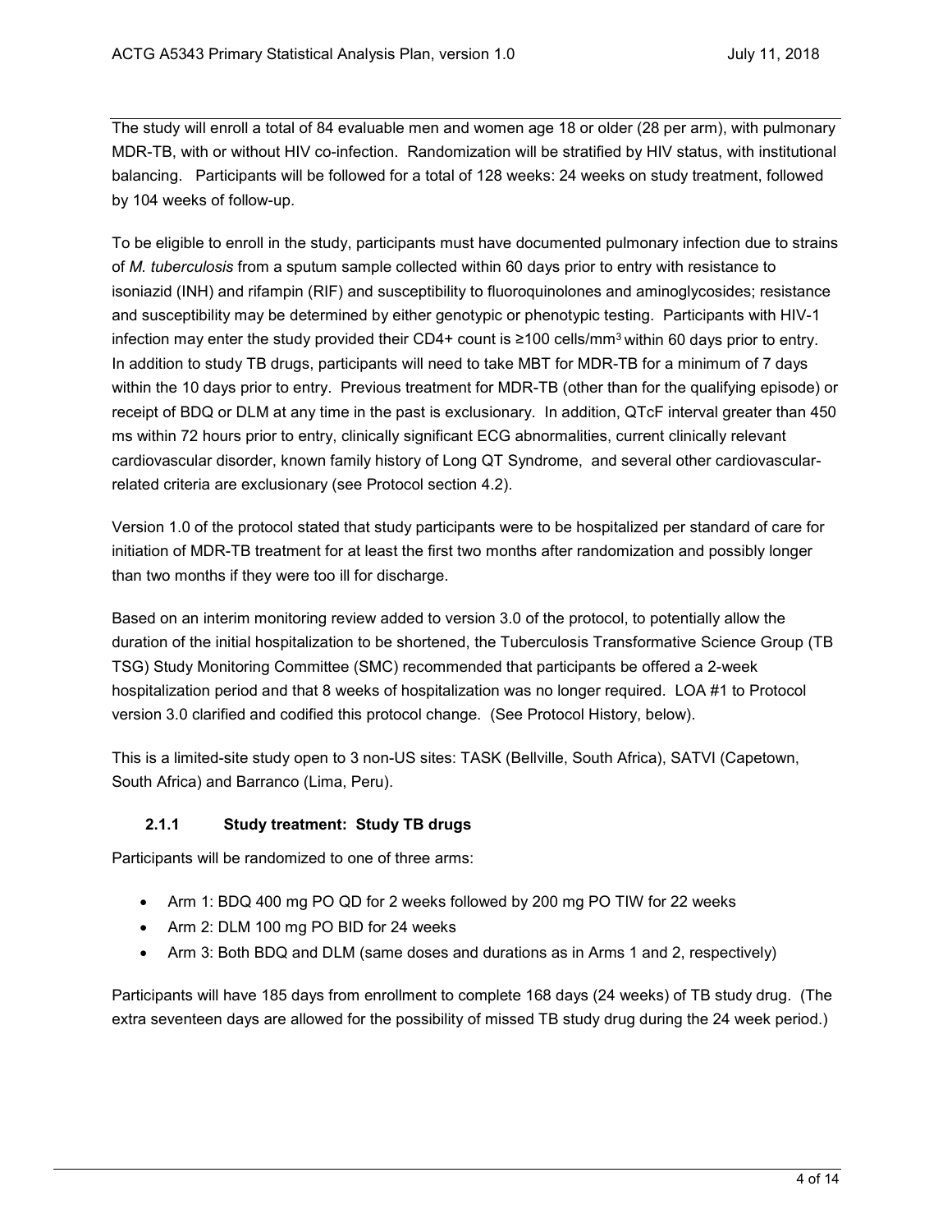The study will enroll a total of 84 evaluable men and women age 18 or older (28 per arm), with pulmonary MDR-TB, with or without HIV co-infection. Randomization will be stratified by HIV status, with institutional balancing. Participants will be followed for a total of 128 weeks: 24 weeks on study treatment, followed by 104 weeks of follow-up.

To be eligible to enroll in the study, participants must have documented pulmonary infection due to strains of *M. tuberculosis* from a sputum sample collected within 60 days prior to entry with resistance to isoniazid (INH) and rifampin (RIF) and susceptibility to fluoroquinolones and aminoglycosides; resistance and susceptibility may be determined by either genotypic or phenotypic testing. Participants with HIV-1 infection may enter the study provided their CD4+ count is ≥100 cells/$mm^3$ within 60 days prior to entry. In addition to study TB drugs, participants will need to take MBT for MDR-TB for a minimum of 7 days within the 10 days prior to entry. Previous treatment for MDR-TB (other than for the qualifying episode) or receipt of BDQ or DLM at any time in the past is exclusionary. In addition, QTcF interval greater than 450 ms within 72 hours prior to entry, clinically significant ECG abnormalities, current clinically relevant cardiovascular disorder, known family history of Long QT Syndrome, and several other cardiovascular-related criteria are exclusionary (see Protocol section 4.2).

Version 1.0 of the protocol stated that study participants were to be hospitalized per standard of care for initiation of MDR-TB treatment for at least the first two months after randomization and possibly longer than two months if they were too ill for discharge.

Based on an interim monitoring review added to version 3.0 of the protocol, to potentially allow the duration of the initial hospitalization to be shortened, the Tuberculosis Transformative Science Group (TB TSG) Study Monitoring Committee (SMC) recommended that participants be offered a 2-week hospitalization period and that 8 weeks of hospitalization was no longer required. LOA #1 to Protocol version 3.0 clarified and codified this protocol change. (See Protocol History, below).

This is a limited-site study open to 3 non-US sites: TASK (Bellville, South Africa), SATVI (Capetown, South Africa) and Barranco (Lima, Peru).

### 2.1.1 Study treatment: Study TB drugs

Participants will be randomized to one of three arms:

- Arm 1: BDQ 400 mg PO QD for 2 weeks followed by 200 mg PO TIW for 22 weeks
- Arm 2: DLM 100 mg PO BID for 24 weeks
- Arm 3: Both BDQ and DLM (same doses and durations as in Arms 1 and 2, respectively)

Participants will have 185 days from enrollment to complete 168 days (24 weeks) of TB study drug. (The extra seventeen days are allowed for the possibility of missed TB study drug during the 24 week period.)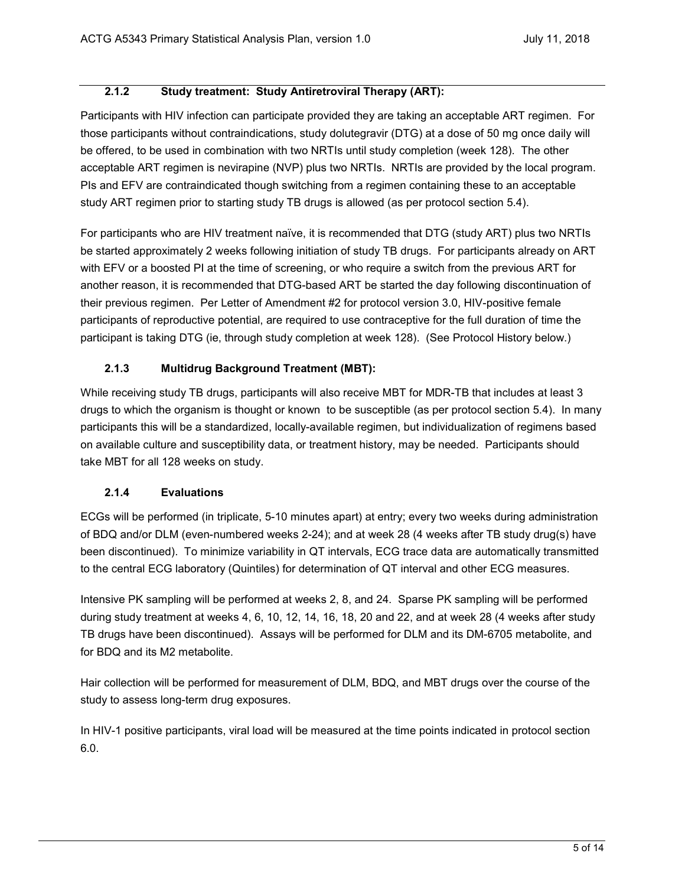### 2.1.2 Study treatment: Study Antiretroviral Therapy (ART):

Participants with HIV infection can participate provided they are taking an acceptable ART regimen. For those participants without contraindications, study dolutegravir (DTG) at a dose of 50 mg once daily will be offered, to be used in combination with two NRTIs until study completion (week 128). The other acceptable ART regimen is nevirapine (NVP) plus two NRTIs. NRTIs are provided by the local program. PIs and EFV are contraindicated though switching from a regimen containing these to an acceptable study ART regimen prior to starting study TB drugs is allowed (as per protocol section 5.4).

For participants who are HIV treatment naïve, it is recommended that DTG (study ART) plus two NRTIs be started approximately 2 weeks following initiation of study TB drugs. For participants already on ART with EFV or a boosted PI at the time of screening, or who require a switch from the previous ART for another reason, it is recommended that DTG-based ART be started the day following discontinuation of their previous regimen. Per Letter of Amendment #2 for protocol version 3.0, HIV-positive female participants of reproductive potential, are required to use contraceptive for the full duration of time the participant is taking DTG (ie, through study completion at week 128). (See Protocol History below.)

### 2.1.3 Multidrug Background Treatment (MBT):

While receiving study TB drugs, participants will also receive MBT for MDR-TB that includes at least 3 drugs to which the organism is thought or known to be susceptible (as per protocol section 5.4). In many participants this will be a standardized, locally-available regimen, but individualization of regimens based on available culture and susceptibility data, or treatment history, may be needed. Participants should take MBT for all 128 weeks on study.

### 2.1.4 Evaluations

ECGs will be performed (in triplicate, 5-10 minutes apart) at entry; every two weeks during administration of BDQ and/or DLM (even-numbered weeks 2-24); and at week 28 (4 weeks after TB study drug(s) have been discontinued). To minimize variability in QT intervals, ECG trace data are automatically transmitted to the central ECG laboratory (Quintiles) for determination of QT interval and other ECG measures.

Intensive PK sampling will be performed at weeks 2, 8, and 24. Sparse PK sampling will be performed during study treatment at weeks 4, 6, 10, 12, 14, 16, 18, 20 and 22, and at week 28 (4 weeks after study TB drugs have been discontinued). Assays will be performed for DLM and its DM-6705 metabolite, and for BDQ and its M2 metabolite.

Hair collection will be performed for measurement of DLM, BDQ, and MBT drugs over the course of the study to assess long-term drug exposures.

In HIV-1 positive participants, viral load will be measured at the time points indicated in protocol section 6.0.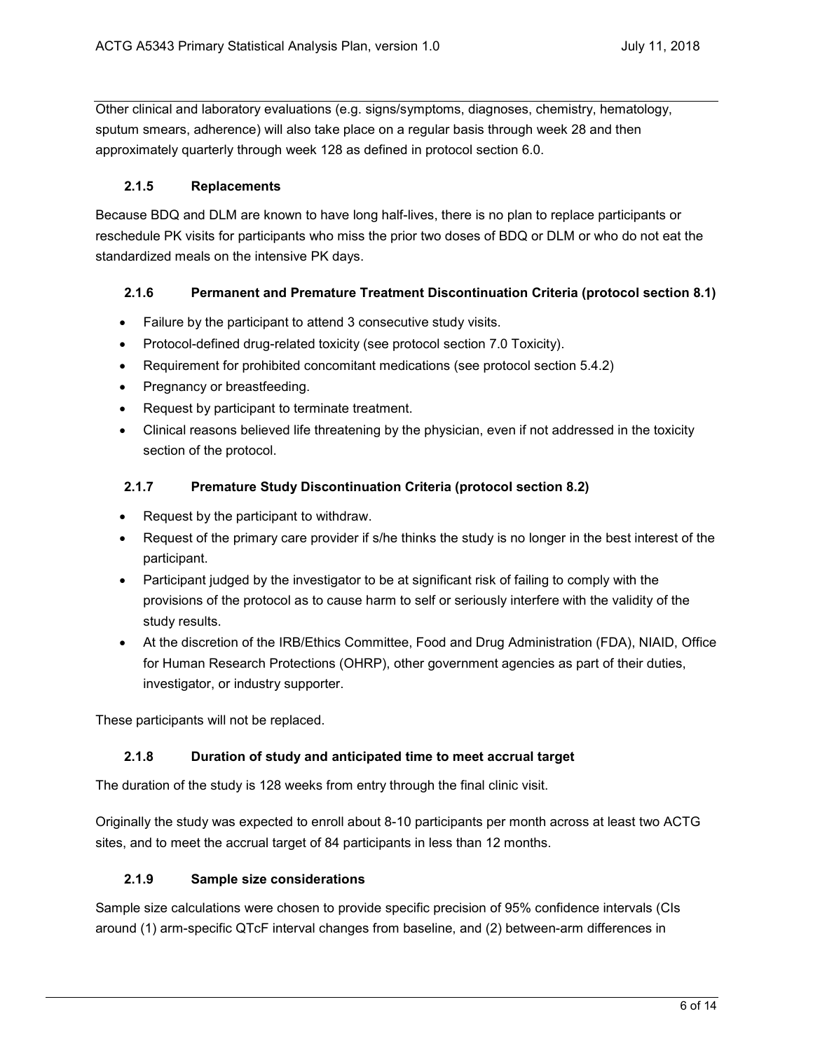Other clinical and laboratory evaluations (e.g. signs/symptoms, diagnoses, chemistry, hematology, sputum smears, adherence) will also take place on a regular basis through week 28 and then approximately quarterly through week 128 as defined in protocol section 6.0.

### 2.1.5 Replacements

Because BDQ and DLM are known to have long half-lives, there is no plan to replace participants or reschedule PK visits for participants who miss the prior two doses of BDQ or DLM or who do not eat the standardized meals on the intensive PK days.

### 2.1.6 Permanent and Premature Treatment Discontinuation Criteria (protocol section 8.1)

- Failure by the participant to attend 3 consecutive study visits.
- Protocol-defined drug-related toxicity (see protocol section 7.0 Toxicity).
- Requirement for prohibited concomitant medications (see protocol section 5.4.2)
- Pregnancy or breastfeeding.
- Request by participant to terminate treatment.
- Clinical reasons believed life threatening by the physician, even if not addressed in the toxicity section of the protocol.

### 2.1.7 Premature Study Discontinuation Criteria (protocol section 8.2)

- Request by the participant to withdraw.
- Request of the primary care provider if s/he thinks the study is no longer in the best interest of the participant.
- Participant judged by the investigator to be at significant risk of failing to comply with the provisions of the protocol as to cause harm to self or seriously interfere with the validity of the study results.
- At the discretion of the IRB/Ethics Committee, Food and Drug Administration (FDA), NIAID, Office for Human Research Protections (OHRP), other government agencies as part of their duties, investigator, or industry supporter.

These participants will not be replaced.

### 2.1.8 Duration of study and anticipated time to meet accrual target

The duration of the study is 128 weeks from entry through the final clinic visit.

Originally the study was expected to enroll about 8-10 participants per month across at least two ACTG sites, and to meet the accrual target of 84 participants in less than 12 months.

### 2.1.9 Sample size considerations

Sample size calculations were chosen to provide specific precision of 95% confidence intervals (CIs around (1) arm-specific QTcF interval changes from baseline, and (2) between-arm differences in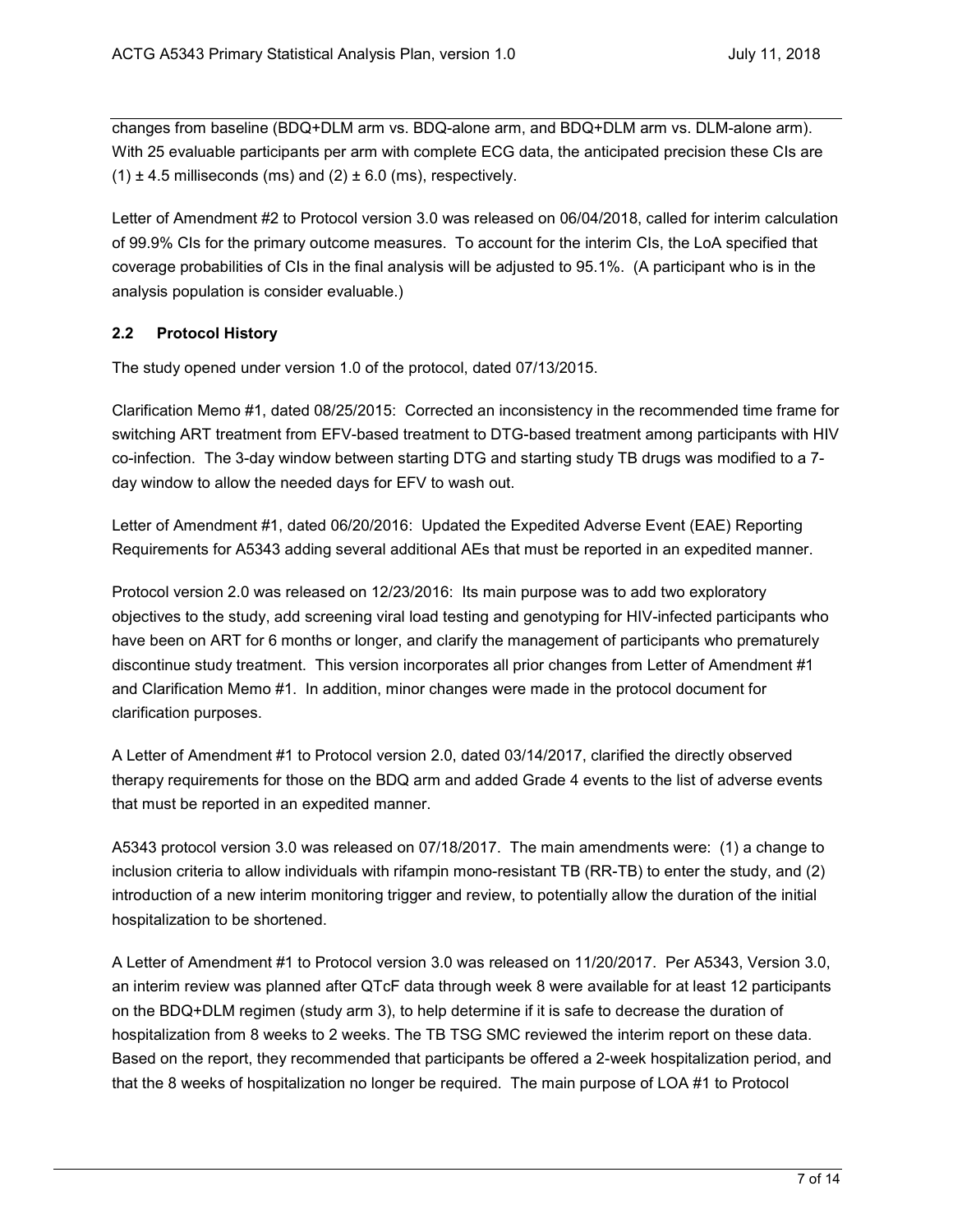changes from baseline (BDQ+DLM arm vs. BDQ-alone arm, and BDQ+DLM arm vs. DLM-alone arm). With 25 evaluable participants per arm with complete ECG data, the anticipated precision these CIs are (1) ± 4.5 milliseconds (ms) and (2) ± 6.0 (ms), respectively.

Letter of Amendment #2 to Protocol version 3.0 was released on 06/04/2018, called for interim calculation of 99.9% CIs for the primary outcome measures. To account for the interim CIs, the LoA specified that coverage probabilities of CIs in the final analysis will be adjusted to 95.1%. (A participant who is in the analysis population is consider evaluable.)

### 2.2 Protocol History

The study opened under version 1.0 of the protocol, dated 07/13/2015.

Clarification Memo #1, dated 08/25/2015: Corrected an inconsistency in the recommended time frame for switching ART treatment from EFV-based treatment to DTG-based treatment among participants with HIV co-infection. The 3-day window between starting DTG and starting study TB drugs was modified to a 7-day window to allow the needed days for EFV to wash out.

Letter of Amendment #1, dated 06/20/2016: Updated the Expedited Adverse Event (EAE) Reporting Requirements for A5343 adding several additional AEs that must be reported in an expedited manner.

Protocol version 2.0 was released on 12/23/2016: Its main purpose was to add two exploratory objectives to the study, add screening viral load testing and genotyping for HIV-infected participants who have been on ART for 6 months or longer, and clarify the management of participants who prematurely discontinue study treatment. This version incorporates all prior changes from Letter of Amendment #1 and Clarification Memo #1. In addition, minor changes were made in the protocol document for clarification purposes.

A Letter of Amendment #1 to Protocol version 2.0, dated 03/14/2017, clarified the directly observed therapy requirements for those on the BDQ arm and added Grade 4 events to the list of adverse events that must be reported in an expedited manner.

A5343 protocol version 3.0 was released on 07/18/2017. The main amendments were: (1) a change to inclusion criteria to allow individuals with rifampin mono-resistant TB (RR-TB) to enter the study, and (2) introduction of a new interim monitoring trigger and review, to potentially allow the duration of the initial hospitalization to be shortened.

A Letter of Amendment #1 to Protocol version 3.0 was released on 11/20/2017. Per A5343, Version 3.0, an interim review was planned after QTcF data through week 8 were available for at least 12 participants on the BDQ+DLM regimen (study arm 3), to help determine if it is safe to decrease the duration of hospitalization from 8 weeks to 2 weeks. The TB TSG SMC reviewed the interim report on these data. Based on the report, they recommended that participants be offered a 2-week hospitalization period, and that the 8 weeks of hospitalization no longer be required. The main purpose of LOA #1 to Protocol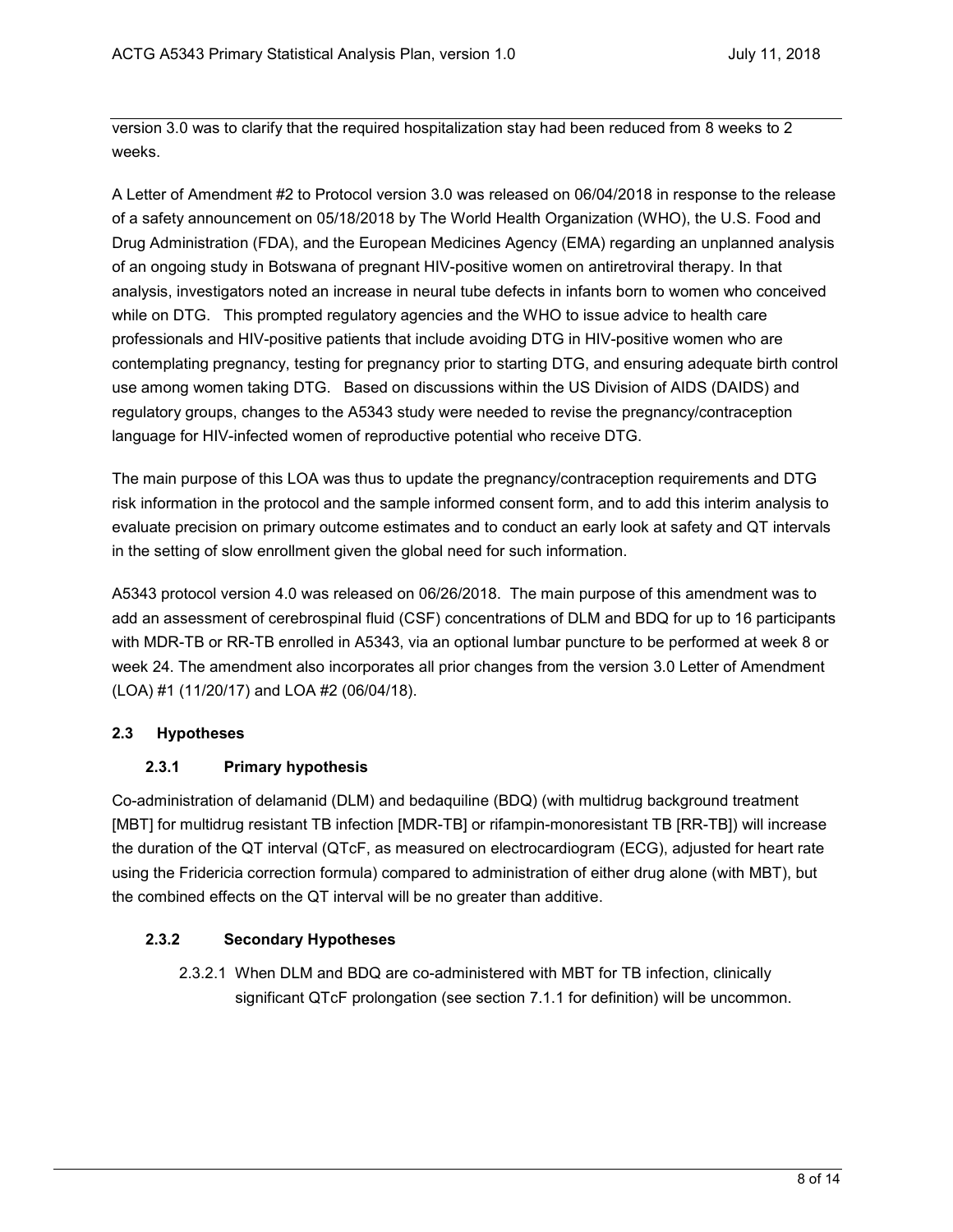version 3.0 was to clarify that the required hospitalization stay had been reduced from 8 weeks to 2 weeks.

A Letter of Amendment #2 to Protocol version 3.0 was released on 06/04/2018 in response to the release of a safety announcement on 05/18/2018 by The World Health Organization (WHO), the U.S. Food and Drug Administration (FDA), and the European Medicines Agency (EMA) regarding an unplanned analysis of an ongoing study in Botswana of pregnant HIV-positive women on antiretroviral therapy. In that analysis, investigators noted an increase in neural tube defects in infants born to women who conceived while on DTG. This prompted regulatory agencies and the WHO to issue advice to health care professionals and HIV-positive patients that include avoiding DTG in HIV-positive women who are contemplating pregnancy, testing for pregnancy prior to starting DTG, and ensuring adequate birth control use among women taking DTG. Based on discussions within the US Division of AIDS (DAIDS) and regulatory groups, changes to the A5343 study were needed to revise the pregnancy/contraception language for HIV-infected women of reproductive potential who receive DTG.

The main purpose of this LOA was thus to update the pregnancy/contraception requirements and DTG risk information in the protocol and the sample informed consent form, and to add this interim analysis to evaluate precision on primary outcome estimates and to conduct an early look at safety and QT intervals in the setting of slow enrollment given the global need for such information.

A5343 protocol version 4.0 was released on 06/26/2018. The main purpose of this amendment was to add an assessment of cerebrospinal fluid (CSF) concentrations of DLM and BDQ for up to 16 participants with MDR-TB or RR-TB enrolled in A5343, via an optional lumbar puncture to be performed at week 8 or week 24. The amendment also incorporates all prior changes from the version 3.0 Letter of Amendment (LOA) #1 (11/20/17) and LOA #2 (06/04/18).

## 2.3 Hypotheses

### 2.3.1 Primary hypothesis

Co-administration of delamanid (DLM) and bedaquiline (BDQ) (with multidrug background treatment [MBT] for multidrug resistant TB infection [MDR-TB] or rifampin-monoresistant TB [RR-TB]) will increase the duration of the QT interval (QTcF, as measured on electrocardiogram (ECG), adjusted for heart rate using the Fridericia correction formula) compared to administration of either drug alone (with MBT), but the combined effects on the QT interval will be no greater than additive.

### 2.3.2 Secondary Hypotheses

2.3.2.1 When DLM and BDQ are co-administered with MBT for TB infection, clinically significant QTcF prolongation (see section 7.1.1 for definition) will be uncommon.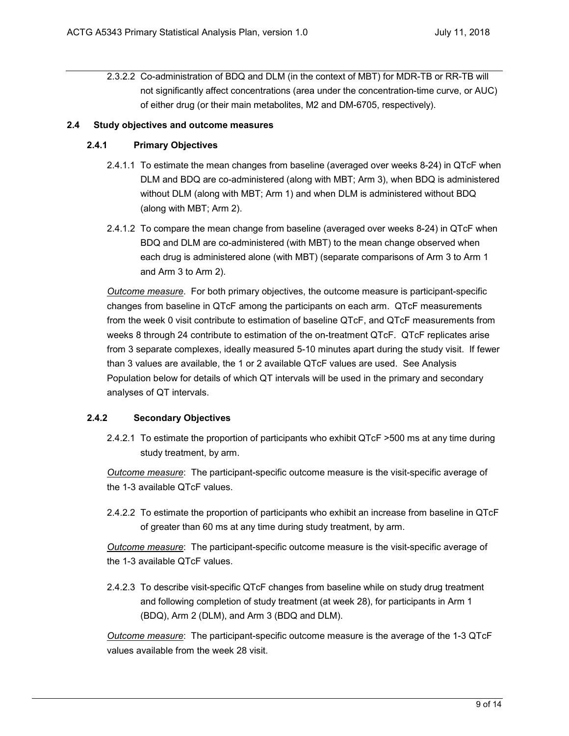2.3.2.2 Co-administration of BDQ and DLM (in the context of MBT) for MDR-TB or RR-TB will not significantly affect concentrations (area under the concentration-time curve, or AUC) of either drug (or their main metabolites, M2 and DM-6705, respectively).

## 2.4 Study objectives and outcome measures

### 2.4.1 Primary Objectives

2.4.1.1 To estimate the mean changes from baseline (averaged over weeks 8-24) in QTcF when DLM and BDQ are co-administered (along with MBT; Arm 3), when BDQ is administered without DLM (along with MBT; Arm 1) and when DLM is administered without BDQ (along with MBT; Arm 2).

2.4.1.2 To compare the mean change from baseline (averaged over weeks 8-24) in QTcF when BDQ and DLM are co-administered (with MBT) to the mean change observed when each drug is administered alone (with MBT) (separate comparisons of Arm 3 to Arm 1 and Arm 3 to Arm 2).

*Outcome measure*. For both primary objectives, the outcome measure is participant-specific changes from baseline in QTcF among the participants on each arm. QTcF measurements from the week 0 visit contribute to estimation of baseline QTcF, and QTcF measurements from weeks 8 through 24 contribute to estimation of the on-treatment QTcF. QTcF replicates arise from 3 separate complexes, ideally measured 5-10 minutes apart during the study visit. If fewer than 3 values are available, the 1 or 2 available QTcF values are used. See Analysis Population below for details of which QT intervals will be used in the primary and secondary analyses of QT intervals.

### 2.4.2 Secondary Objectives

2.4.2.1 To estimate the proportion of participants who exhibit QTcF >500 ms at any time during study treatment, by arm.

*Outcome measure*: The participant-specific outcome measure is the visit-specific average of the 1-3 available QTcF values.

2.4.2.2 To estimate the proportion of participants who exhibit an increase from baseline in QTcF of greater than 60 ms at any time during study treatment, by arm.

*Outcome measure*: The participant-specific outcome measure is the visit-specific average of the 1-3 available QTcF values.

2.4.2.3 To describe visit-specific QTcF changes from baseline while on study drug treatment and following completion of study treatment (at week 28), for participants in Arm 1 (BDQ), Arm 2 (DLM), and Arm 3 (BDQ and DLM).

*Outcome measure*: The participant-specific outcome measure is the average of the 1-3 QTcF values available from the week 28 visit.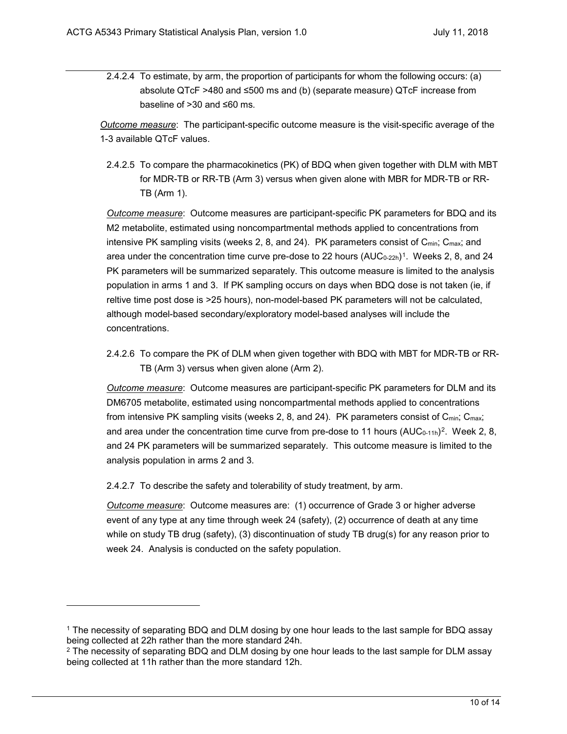2.4.2.4 To estimate, by arm, the proportion of participants for whom the following occurs: (a) absolute QTcF >480 and ≤500 ms and (b) (separate measure) QTcF increase from baseline of >30 and ≤60 ms.

*Outcome measure*: The participant-specific outcome measure is the visit-specific average of the 1-3 available QTcF values.

2.4.2.5 To compare the pharmacokinetics (PK) of BDQ when given together with DLM with MBT for MDR-TB or RR-TB (Arm 3) versus when given alone with MBR for MDR-TB or RR-TB (Arm 1).

*Outcome measure*: Outcome measures are participant-specific PK parameters for BDQ and its M2 metabolite, estimated using noncompartmental methods applied to concentrations from intensive PK sampling visits (weeks 2, 8, and 24). PK parameters consist of $C_{min}$; $C_{max}$; and area under the concentration time curve pre-dose to 22 hours ($AUC_{0-22h}$)[1]. Weeks 2, 8, and 24 PK parameters will be summarized separately. This outcome measure is limited to the analysis population in arms 1 and 3. If PK sampling occurs on days when BDQ dose is not taken (ie, if reltive time post dose is >25 hours), non-model-based PK parameters will not be calculated, although model-based secondary/exploratory model-based analyses will include the concentrations.

2.4.2.6 To compare the PK of DLM when given together with BDQ with MBT for MDR-TB or RR-TB (Arm 3) versus when given alone (Arm 2).

*Outcome measure*: Outcome measures are participant-specific PK parameters for DLM and its DM6705 metabolite, estimated using noncompartmental methods applied to concentrations from intensive PK sampling visits (weeks 2, 8, and 24). PK parameters consist of $C_{min}$; $C_{max}$; and area under the concentration time curve from pre-dose to 11 hours ($AUC_{0-11h}$)[2]. Week 2, 8, and 24 PK parameters will be summarized separately. This outcome measure is limited to the analysis population in arms 2 and 3.

2.4.2.7 To describe the safety and tolerability of study treatment, by arm.

*Outcome measure*: Outcome measures are: (1) occurrence of Grade 3 or higher adverse event of any type at any time through week 24 (safety), (2) occurrence of death at any time while on study TB drug (safety), (3) discontinuation of study TB drug(s) for any reason prior to week 24. Analysis is conducted on the safety population.

---

[1] The necessity of separating BDQ and DLM dosing by one hour leads to the last sample for BDQ assay being collected at 22h rather than the more standard 24h.

[2] The necessity of separating BDQ and DLM dosing by one hour leads to the last sample for DLM assay being collected at 11h rather than the more standard 12h.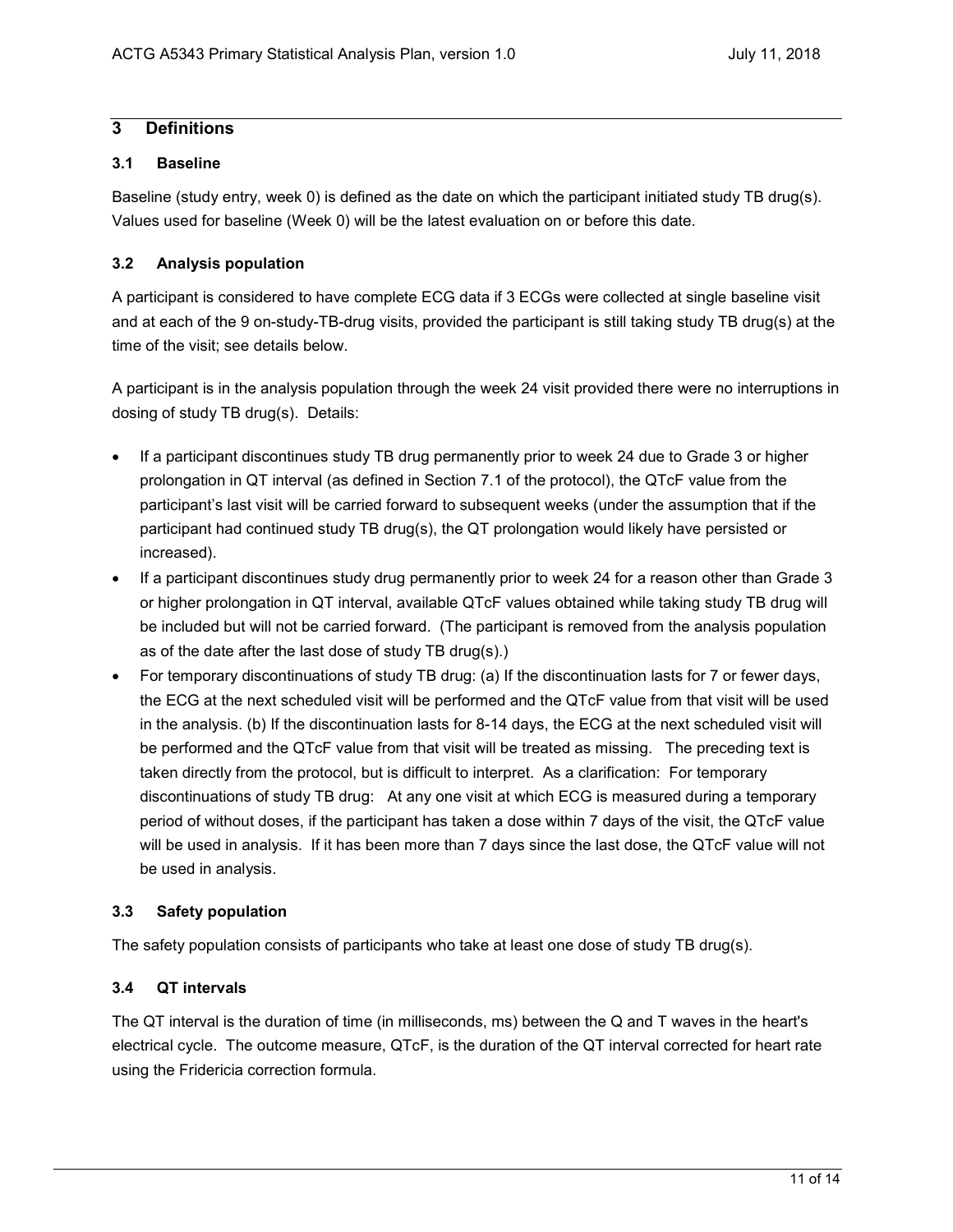## 3 Definitions

### 3.1 Baseline

Baseline (study entry, week 0) is defined as the date on which the participant initiated study TB drug(s). Values used for baseline (Week 0) will be the latest evaluation on or before this date.

### 3.2 Analysis population

A participant is considered to have complete ECG data if 3 ECGs were collected at single baseline visit and at each of the 9 on-study-TB-drug visits, provided the participant is still taking study TB drug(s) at the time of the visit; see details below.

A participant is in the analysis population through the week 24 visit provided there were no interruptions in dosing of study TB drug(s). Details:

- If a participant discontinues study TB drug permanently prior to week 24 due to Grade 3 or higher prolongation in QT interval (as defined in Section 7.1 of the protocol), the QTcF value from the participant's last visit will be carried forward to subsequent weeks (under the assumption that if the participant had continued study TB drug(s), the QT prolongation would likely have persisted or increased).
- If a participant discontinues study drug permanently prior to week 24 for a reason other than Grade 3 or higher prolongation in QT interval, available QTcF values obtained while taking study TB drug will be included but will not be carried forward. (The participant is removed from the analysis population as of the date after the last dose of study TB drug(s).)
- For temporary discontinuations of study TB drug: (a) If the discontinuation lasts for 7 or fewer days, the ECG at the next scheduled visit will be performed and the QTcF value from that visit will be used in the analysis. (b) If the discontinuation lasts for 8-14 days, the ECG at the next scheduled visit will be performed and the QTcF value from that visit will be treated as missing. The preceding text is taken directly from the protocol, but is difficult to interpret. As a clarification: For temporary discontinuations of study TB drug: At any one visit at which ECG is measured during a temporary period of without doses, if the participant has taken a dose within 7 days of the visit, the QTcF value will be used in analysis. If it has been more than 7 days since the last dose, the QTcF value will not be used in analysis.

### 3.3 Safety population

The safety population consists of participants who take at least one dose of study TB drug(s).

### 3.4 QT intervals

The QT interval is the duration of time (in milliseconds, ms) between the Q and T waves in the heart's electrical cycle. The outcome measure, QTcF, is the duration of the QT interval corrected for heart rate using the Fridericia correction formula.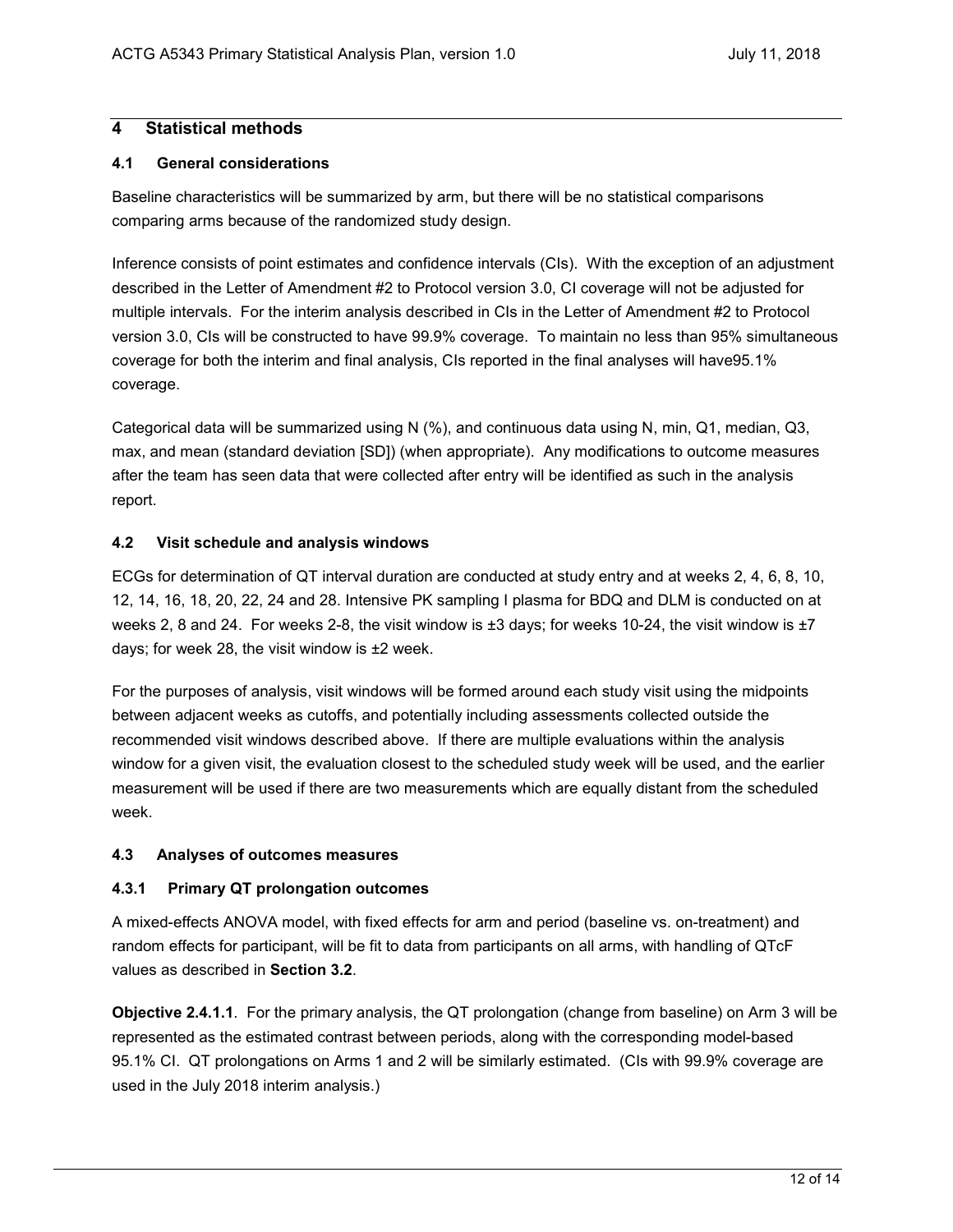## 4 Statistical methods

### 4.1 General considerations

Baseline characteristics will be summarized by arm, but there will be no statistical comparisons comparing arms because of the randomized study design.

Inference consists of point estimates and confidence intervals (CIs). With the exception of an adjustment described in the Letter of Amendment #2 to Protocol version 3.0, CI coverage will not be adjusted for multiple intervals. For the interim analysis described in CIs in the Letter of Amendment #2 to Protocol version 3.0, CIs will be constructed to have 99.9% coverage. To maintain no less than 95% simultaneous coverage for both the interim and final analysis, CIs reported in the final analyses will have95.1% coverage.

Categorical data will be summarized using N (%), and continuous data using N, min, Q1, median, Q3, max, and mean (standard deviation [SD]) (when appropriate). Any modifications to outcome measures after the team has seen data that were collected after entry will be identified as such in the analysis report.

### 4.2 Visit schedule and analysis windows

ECGs for determination of QT interval duration are conducted at study entry and at weeks 2, 4, 6, 8, 10, 12, 14, 16, 18, 20, 22, 24 and 28. Intensive PK sampling I plasma for BDQ and DLM is conducted on at weeks 2, 8 and 24. For weeks 2-8, the visit window is ±3 days; for weeks 10-24, the visit window is ±7 days; for week 28, the visit window is ±2 week.

For the purposes of analysis, visit windows will be formed around each study visit using the midpoints between adjacent weeks as cutoffs, and potentially including assessments collected outside the recommended visit windows described above. If there are multiple evaluations within the analysis window for a given visit, the evaluation closest to the scheduled study week will be used, and the earlier measurement will be used if there are two measurements which are equally distant from the scheduled week.

### 4.3 Analyses of outcomes measures

#### 4.3.1 Primary QT prolongation outcomes

A mixed-effects ANOVA model, with fixed effects for arm and period (baseline vs. on-treatment) and random effects for participant, will be fit to data from participants on all arms, with handling of QTcF values as described in **Section 3.2**.

**Objective 2.4.1.1**. For the primary analysis, the QT prolongation (change from baseline) on Arm 3 will be represented as the estimated contrast between periods, along with the corresponding model-based 95.1% CI. QT prolongations on Arms 1 and 2 will be similarly estimated. (CIs with 99.9% coverage are used in the July 2018 interim analysis.)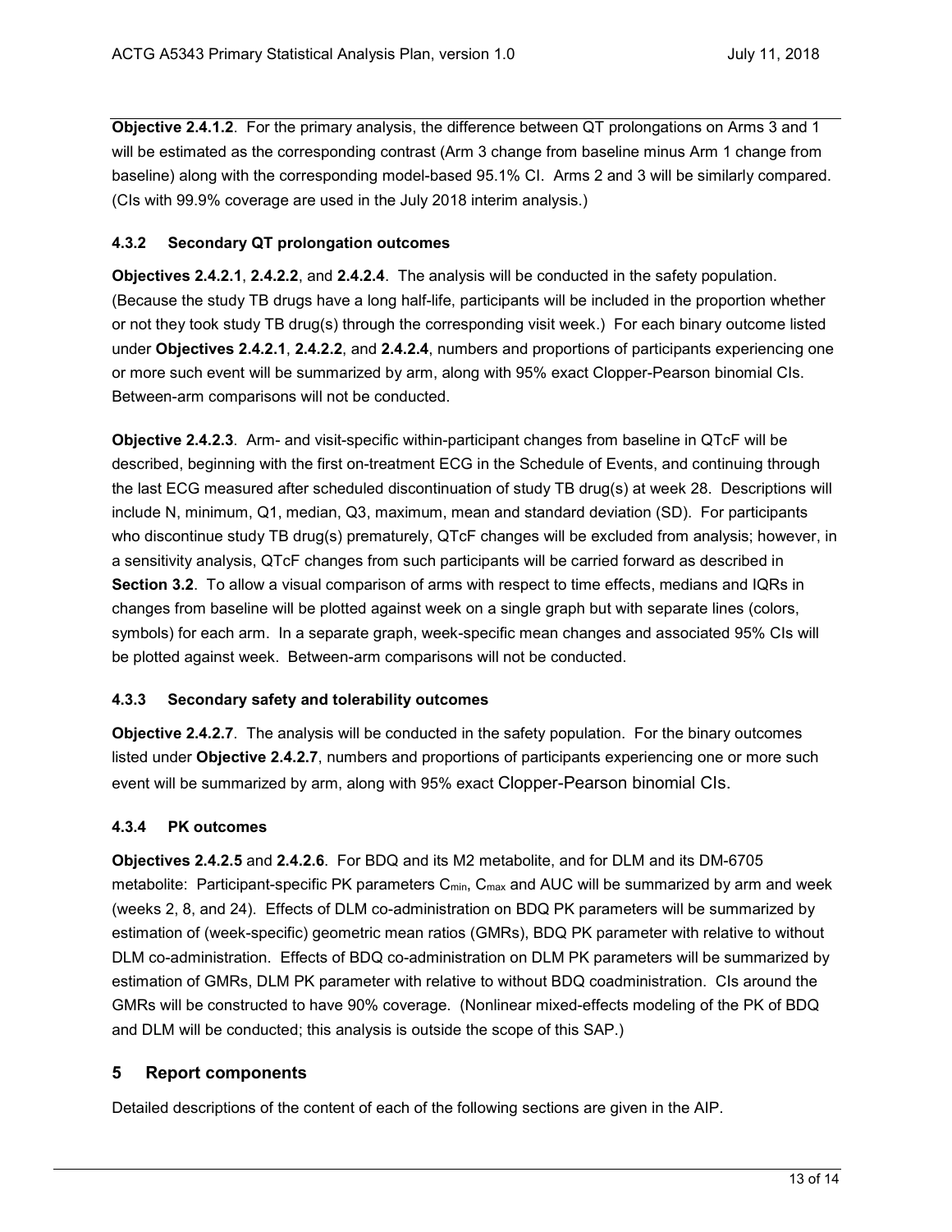**Objective 2.4.1.2**. For the primary analysis, the difference between QT prolongations on Arms 3 and 1 will be estimated as the corresponding contrast (Arm 3 change from baseline minus Arm 1 change from baseline) along with the corresponding model-based 95.1% CI. Arms 2 and 3 will be similarly compared. (CIs with 99.9% coverage are used in the July 2018 interim analysis.)

### 4.3.2 Secondary QT prolongation outcomes

**Objectives 2.4.2.1**, **2.4.2.2**, and **2.4.2.4**. The analysis will be conducted in the safety population. (Because the study TB drugs have a long half-life, participants will be included in the proportion whether or not they took study TB drug(s) through the corresponding visit week.) For each binary outcome listed under **Objectives 2.4.2.1**, **2.4.2.2**, and **2.4.2.4**, numbers and proportions of participants experiencing one or more such event will be summarized by arm, along with 95% exact Clopper-Pearson binomial CIs. Between-arm comparisons will not be conducted.

**Objective 2.4.2.3**. Arm- and visit-specific within-participant changes from baseline in QTcF will be described, beginning with the first on-treatment ECG in the Schedule of Events, and continuing through the last ECG measured after scheduled discontinuation of study TB drug(s) at week 28. Descriptions will include N, minimum, Q1, median, Q3, maximum, mean and standard deviation (SD). For participants who discontinue study TB drug(s) prematurely, QTcF changes will be excluded from analysis; however, in a sensitivity analysis, QTcF changes from such participants will be carried forward as described in **Section 3.2**. To allow a visual comparison of arms with respect to time effects, medians and IQRs in changes from baseline will be plotted against week on a single graph but with separate lines (colors, symbols) for each arm. In a separate graph, week-specific mean changes and associated 95% CIs will be plotted against week. Between-arm comparisons will not be conducted.

### 4.3.3 Secondary safety and tolerability outcomes

**Objective 2.4.2.7**. The analysis will be conducted in the safety population. For the binary outcomes listed under **Objective 2.4.2.7**, numbers and proportions of participants experiencing one or more such event will be summarized by arm, along with 95% exact Clopper-Pearson binomial CIs.

### 4.3.4 PK outcomes

**Objectives 2.4.2.5** and **2.4.2.6**. For BDQ and its M2 metabolite, and for DLM and its DM-6705 metabolite: Participant-specific PK parameters $C_{min}$, $C_{max}$ and AUC will be summarized by arm and week (weeks 2, 8, and 24). Effects of DLM co-administration on BDQ PK parameters will be summarized by estimation of (week-specific) geometric mean ratios (GMRs), BDQ PK parameter with relative to without DLM co-administration. Effects of BDQ co-administration on DLM PK parameters will be summarized by estimation of GMRs, DLM PK parameter with relative to without BDQ coadministration. CIs around the GMRs will be constructed to have 90% coverage. (Nonlinear mixed-effects modeling of the PK of BDQ and DLM will be conducted; this analysis is outside the scope of this SAP.)

## 5 Report components

Detailed descriptions of the content of each of the following sections are given in the AIP.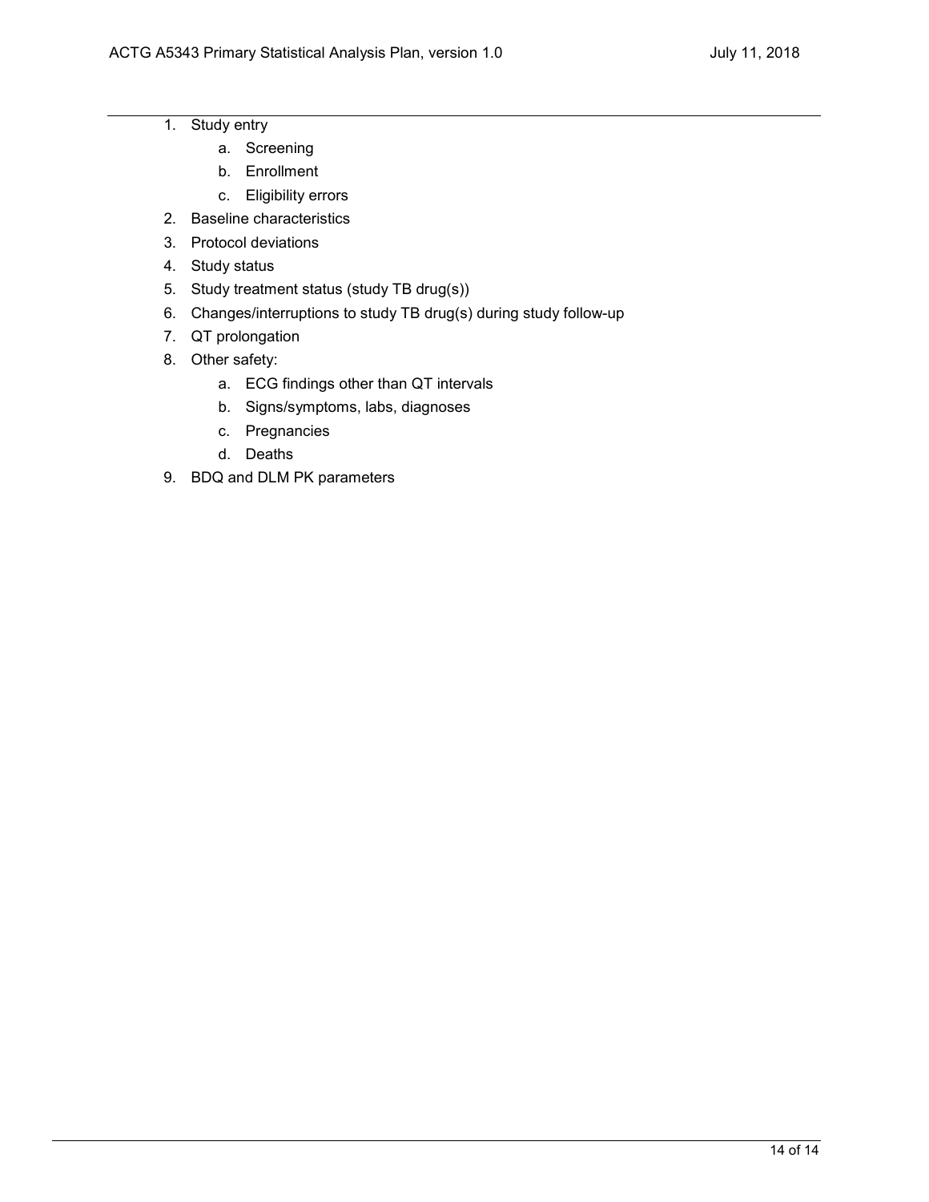1. Study entry
    a. Screening
    b. Enrollment
    c. Eligibility errors
2. Baseline characteristics
3. Protocol deviations
4. Study status
5. Study treatment status (study TB drug(s))
6. Changes/interruptions to study TB drug(s) during study follow-up
7. QT prolongation
8. Other safety:
    a. ECG findings other than QT intervals
    b. Signs/symptoms, labs, diagnoses
    c. Pregnancies
    d. Deaths
9. BDQ and DLM PK parameters